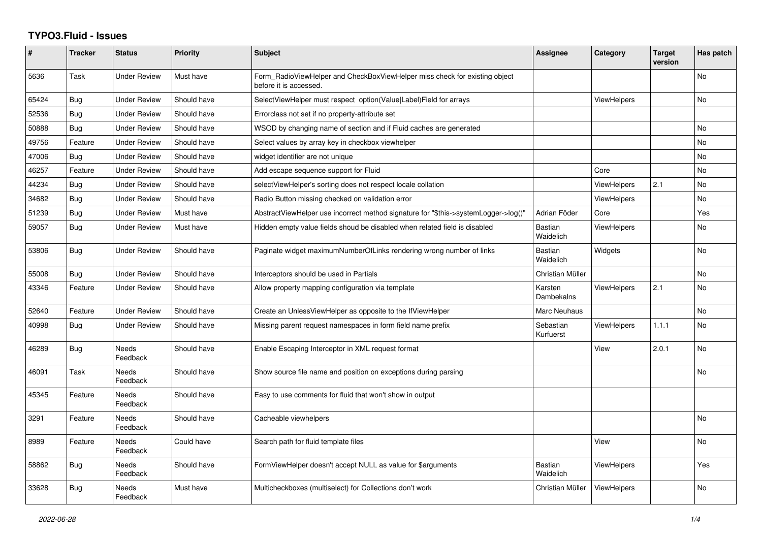# TYPO3.Fluid - Issues

| # | Tracker | Status | Priority | Subject | Assignee | Category | Target version | Has patch |
|---|---|---|---|---|---|---|---|---|
| 5636 | Task | Under Review | Must have | Form_RadioViewHelper and CheckBoxViewHelper miss check for existing object before it is accessed. | | | | No |
| 65424 | Bug | Under Review | Should have | SelectViewHelper must respect option(Value\|Label)Field for arrays | | ViewHelpers | | No |
| 52536 | Bug | Under Review | Should have | Errorclass not set if no property-attribute set | | | | |
| 50888 | Bug | Under Review | Should have | WSOD by changing name of section and if Fluid caches are generated | | | | No |
| 49756 | Feature | Under Review | Should have | Select values by array key in checkbox viewhelper | | | | No |
| 47006 | Bug | Under Review | Should have | widget identifier are not unique | | | | No |
| 46257 | Feature | Under Review | Should have | Add escape sequence support for Fluid | | Core | | No |
| 44234 | Bug | Under Review | Should have | selectViewHelper's sorting does not respect locale collation | | ViewHelpers | 2.1 | No |
| 34682 | Bug | Under Review | Should have | Radio Button missing checked on validation error | | ViewHelpers | | No |
| 51239 | Bug | Under Review | Must have | AbstractViewHelper use incorrect method signature for "$this->systemLogger->log()" | Adrian Föder | Core | | Yes |
| 59057 | Bug | Under Review | Must have | Hidden empty value fields shoud be disabled when related field is disabled | Bastian Waidelich | ViewHelpers | | No |
| 53806 | Bug | Under Review | Should have | Paginate widget maximumNumberOfLinks rendering wrong number of links | Bastian Waidelich | Widgets | | No |
| 55008 | Bug | Under Review | Should have | Interceptors should be used in Partials | Christian Müller | | | No |
| 43346 | Feature | Under Review | Should have | Allow property mapping configuration via template | Karsten Dambekalns | ViewHelpers | 2.1 | No |
| 52640 | Feature | Under Review | Should have | Create an UnlessViewHelper as opposite to the IfViewHelper | Marc Neuhaus | | | No |
| 40998 | Bug | Under Review | Should have | Missing parent request namespaces in form field name prefix | Sebastian Kurfuerst | ViewHelpers | 1.1.1 | No |
| 46289 | Bug | Needs Feedback | Should have | Enable Escaping Interceptor in XML request format | | View | 2.0.1 | No |
| 46091 | Task | Needs Feedback | Should have | Show source file name and position on exceptions during parsing | | | | No |
| 45345 | Feature | Needs Feedback | Should have | Easy to use comments for fluid that won't show in output | | | | |
| 3291 | Feature | Needs Feedback | Should have | Cacheable viewhelpers | | | | No |
| 8989 | Feature | Needs Feedback | Could have | Search path for fluid template files | | View | | No |
| 58862 | Bug | Needs Feedback | Should have | FormViewHelper doesn't accept NULL as value for $arguments | Bastian Waidelich | ViewHelpers | | Yes |
| 33628 | Bug | Needs Feedback | Must have | Multicheckboxes (multiselect) for Collections don't work | Christian Müller | ViewHelpers | | No |

2022-06-28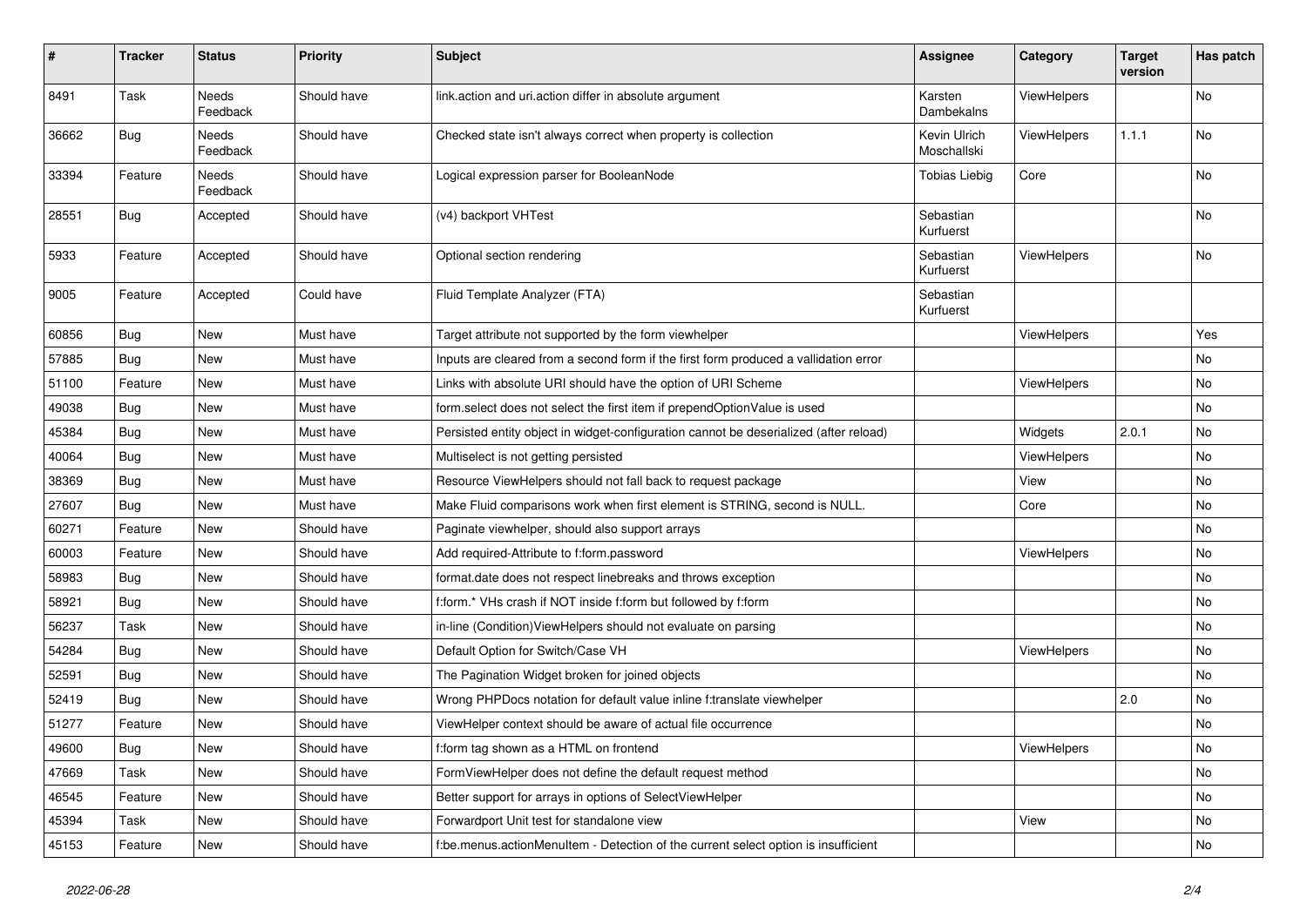| # | Tracker | Status | Priority | Subject | Assignee | Category | Target version | Has patch |
|---|---|---|---|---|---|---|---|---|
| 8491 | Task | Needs Feedback | Should have | link.action and uri.action differ in absolute argument | Karsten Dambekalns | ViewHelpers | | No |
| 36662 | Bug | Needs Feedback | Should have | Checked state isn't always correct when property is collection | Kevin Ulrich Moschallski | ViewHelpers | 1.1.1 | No |
| 33394 | Feature | Needs Feedback | Should have | Logical expression parser for BooleanNode | Tobias Liebig | Core | | No |
| 28551 | Bug | Accepted | Should have | (v4) backport VHTest | Sebastian Kurfuerst | | | No |
| 5933 | Feature | Accepted | Should have | Optional section rendering | Sebastian Kurfuerst | ViewHelpers | | No |
| 9005 | Feature | Accepted | Could have | Fluid Template Analyzer (FTA) | Sebastian Kurfuerst | | | |
| 60856 | Bug | New | Must have | Target attribute not supported by the form viewhelper | | ViewHelpers | | Yes |
| 57885 | Bug | New | Must have | Inputs are cleared from a second form if the first form produced a vallidation error | | | | No |
| 51100 | Feature | New | Must have | Links with absolute URI should have the option of URI Scheme | | ViewHelpers | | No |
| 49038 | Bug | New | Must have | form.select does not select the first item if prependOptionValue is used | | | | No |
| 45384 | Bug | New | Must have | Persisted entity object in widget-configuration cannot be deserialized (after reload) | | Widgets | 2.0.1 | No |
| 40064 | Bug | New | Must have | Multiselect is not getting persisted | | ViewHelpers | | No |
| 38369 | Bug | New | Must have | Resource ViewHelpers should not fall back to request package | | View | | No |
| 27607 | Bug | New | Must have | Make Fluid comparisons work when first element is STRING, second is NULL. | | Core | | No |
| 60271 | Feature | New | Should have | Paginate viewhelper, should also support arrays | | | | No |
| 60003 | Feature | New | Should have | Add required-Attribute to f:form.password | | ViewHelpers | | No |
| 58983 | Bug | New | Should have | format.date does not respect linebreaks and throws exception | | | | No |
| 58921 | Bug | New | Should have | f:form.* VHs crash if NOT inside f:form but followed by f:form | | | | No |
| 56237 | Task | New | Should have | in-line (Condition)ViewHelpers should not evaluate on parsing | | | | No |
| 54284 | Bug | New | Should have | Default Option for Switch/Case VH | | ViewHelpers | | No |
| 52591 | Bug | New | Should have | The Pagination Widget broken for joined objects | | | | No |
| 52419 | Bug | New | Should have | Wrong PHPDocs notation for default value inline f:translate viewhelper | | | 2.0 | No |
| 51277 | Feature | New | Should have | ViewHelper context should be aware of actual file occurrence | | | | No |
| 49600 | Bug | New | Should have | f:form tag shown as a HTML on frontend | | ViewHelpers | | No |
| 47669 | Task | New | Should have | FormViewHelper does not define the default request method | | | | No |
| 46545 | Feature | New | Should have | Better support for arrays in options of SelectViewHelper | | | | No |
| 45394 | Task | New | Should have | Forwardport Unit test for standalone view | | View | | No |
| 45153 | Feature | New | Should have | f:be.menus.actionMenuItem - Detection of the current select option is insufficient | | | | No |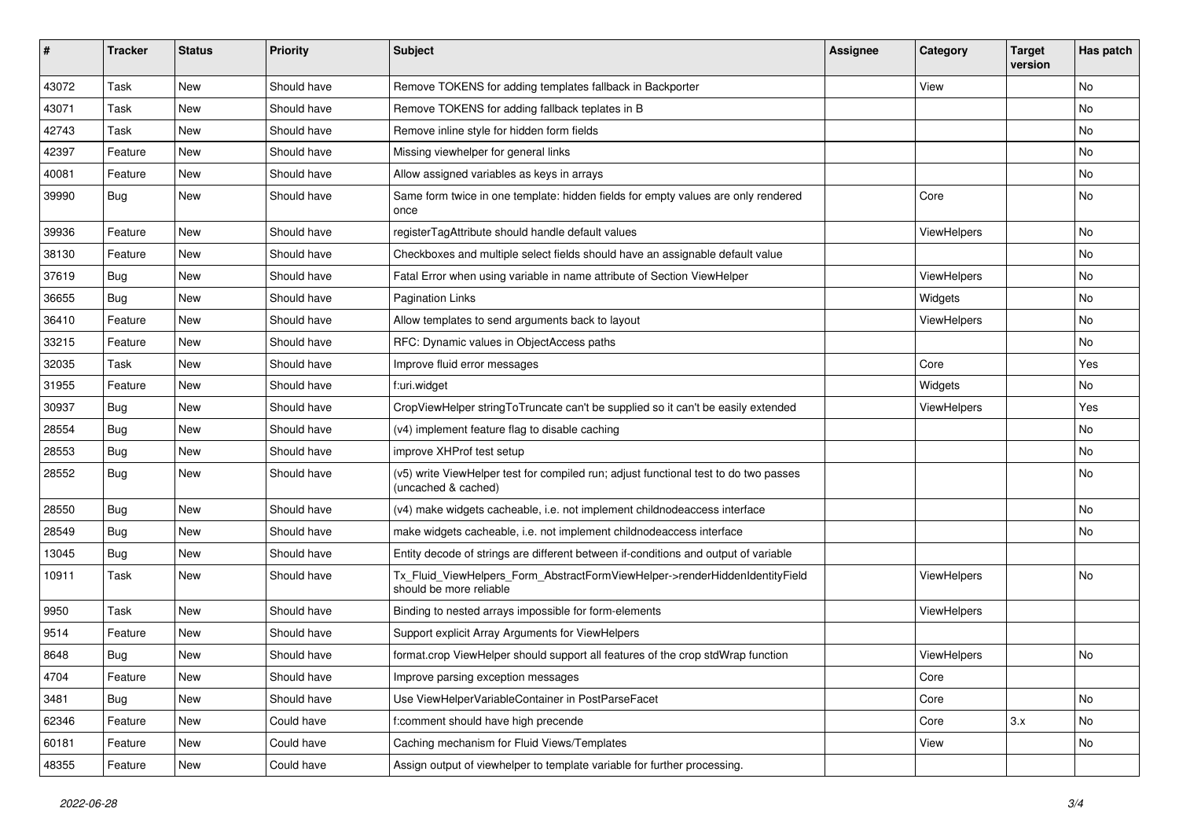| # | Tracker | Status | Priority | Subject | Assignee | Category | Target version | Has patch |
|---|---|---|---|---|---|---|---|---|
| 43072 | Task | New | Should have | Remove TOKENS for adding templates fallback in Backporter | | View | | No |
| 43071 | Task | New | Should have | Remove TOKENS for adding fallback teplates in B | | | | No |
| 42743 | Task | New | Should have | Remove inline style for hidden form fields | | | | No |
| 42397 | Feature | New | Should have | Missing viewhelper for general links | | | | No |
| 40081 | Feature | New | Should have | Allow assigned variables as keys in arrays | | | | No |
| 39990 | Bug | New | Should have | Same form twice in one template: hidden fields for empty values are only rendered once | | Core | | No |
| 39936 | Feature | New | Should have | registerTagAttribute should handle default values | | ViewHelpers | | No |
| 38130 | Feature | New | Should have | Checkboxes and multiple select fields should have an assignable default value | | | | No |
| 37619 | Bug | New | Should have | Fatal Error when using variable in name attribute of Section ViewHelper | | ViewHelpers | | No |
| 36655 | Bug | New | Should have | Pagination Links | | Widgets | | No |
| 36410 | Feature | New | Should have | Allow templates to send arguments back to layout | | ViewHelpers | | No |
| 33215 | Feature | New | Should have | RFC: Dynamic values in ObjectAccess paths | | | | No |
| 32035 | Task | New | Should have | Improve fluid error messages | | Core | | Yes |
| 31955 | Feature | New | Should have | f:uri.widget | | Widgets | | No |
| 30937 | Bug | New | Should have | CropViewHelper stringToTruncate can't be supplied so it can't be easily extended | | ViewHelpers | | Yes |
| 28554 | Bug | New | Should have | (v4) implement feature flag to disable caching | | | | No |
| 28553 | Bug | New | Should have | improve XHProf test setup | | | | No |
| 28552 | Bug | New | Should have | (v5) write ViewHelper test for compiled run; adjust functional test to do two passes (uncached & cached) | | | | No |
| 28550 | Bug | New | Should have | (v4) make widgets cacheable, i.e. not implement childnodeaccess interface | | | | No |
| 28549 | Bug | New | Should have | make widgets cacheable, i.e. not implement childnodeaccess interface | | | | No |
| 13045 | Bug | New | Should have | Entity decode of strings are different between if-conditions and output of variable | | | | |
| 10911 | Task | New | Should have | Tx_Fluid_ViewHelpers_Form_AbstractFormViewHelper->renderHiddenIdentityField should be more reliable | | ViewHelpers | | No |
| 9950 | Task | New | Should have | Binding to nested arrays impossible for form-elements | | ViewHelpers | | |
| 9514 | Feature | New | Should have | Support explicit Array Arguments for ViewHelpers | | | | |
| 8648 | Bug | New | Should have | format.crop ViewHelper should support all features of the crop stdWrap function | | ViewHelpers | | No |
| 4704 | Feature | New | Should have | Improve parsing exception messages | | Core | | |
| 3481 | Bug | New | Should have | Use ViewHelperVariableContainer in PostParseFacet | | Core | | No |
| 62346 | Feature | New | Could have | f:comment should have high precende | | Core | 3.x | No |
| 60181 | Feature | New | Could have | Caching mechanism for Fluid Views/Templates | | View | | No |
| 48355 | Feature | New | Could have | Assign output of viewhelper to template variable for further processing. | | | | |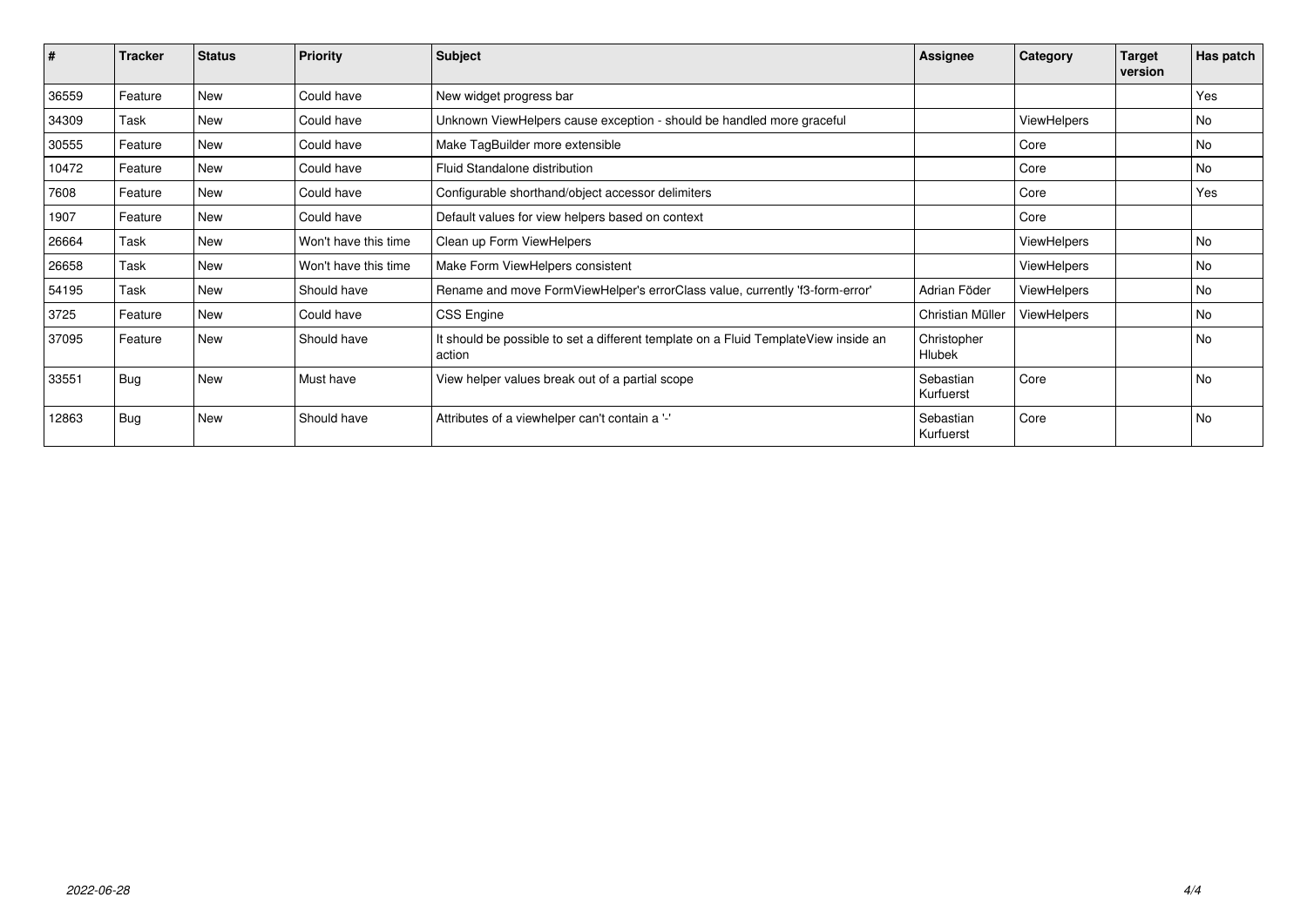| # | Tracker | Status | Priority | Subject | Assignee | Category | Target version | Has patch |
|---|---|---|---|---|---|---|---|---|
| 36559 | Feature | New | Could have | New widget progress bar | | | | Yes |
| 34309 | Task | New | Could have | Unknown ViewHelpers cause exception - should be handled more graceful | | ViewHelpers | | No |
| 30555 | Feature | New | Could have | Make TagBuilder more extensible | | Core | | No |
| 10472 | Feature | New | Could have | Fluid Standalone distribution | | Core | | No |
| 7608 | Feature | New | Could have | Configurable shorthand/object accessor delimiters | | Core | | Yes |
| 1907 | Feature | New | Could have | Default values for view helpers based on context | | Core | | |
| 26664 | Task | New | Won't have this time | Clean up Form ViewHelpers | | ViewHelpers | | No |
| 26658 | Task | New | Won't have this time | Make Form ViewHelpers consistent | | ViewHelpers | | No |
| 54195 | Task | New | Should have | Rename and move FormViewHelper's errorClass value, currently 'f3-form-error' | Adrian Föder | ViewHelpers | | No |
| 3725 | Feature | New | Could have | CSS Engine | Christian Müller | ViewHelpers | | No |
| 37095 | Feature | New | Should have | It should be possible to set a different template on a Fluid TemplateView inside an action | Christopher Hlubek | | | No |
| 33551 | Bug | New | Must have | View helper values break out of a partial scope | Sebastian Kurfuerst | Core | | No |
| 12863 | Bug | New | Should have | Attributes of a viewhelper can't contain a '-' | Sebastian Kurfuerst | Core | | No |

2022-06-28